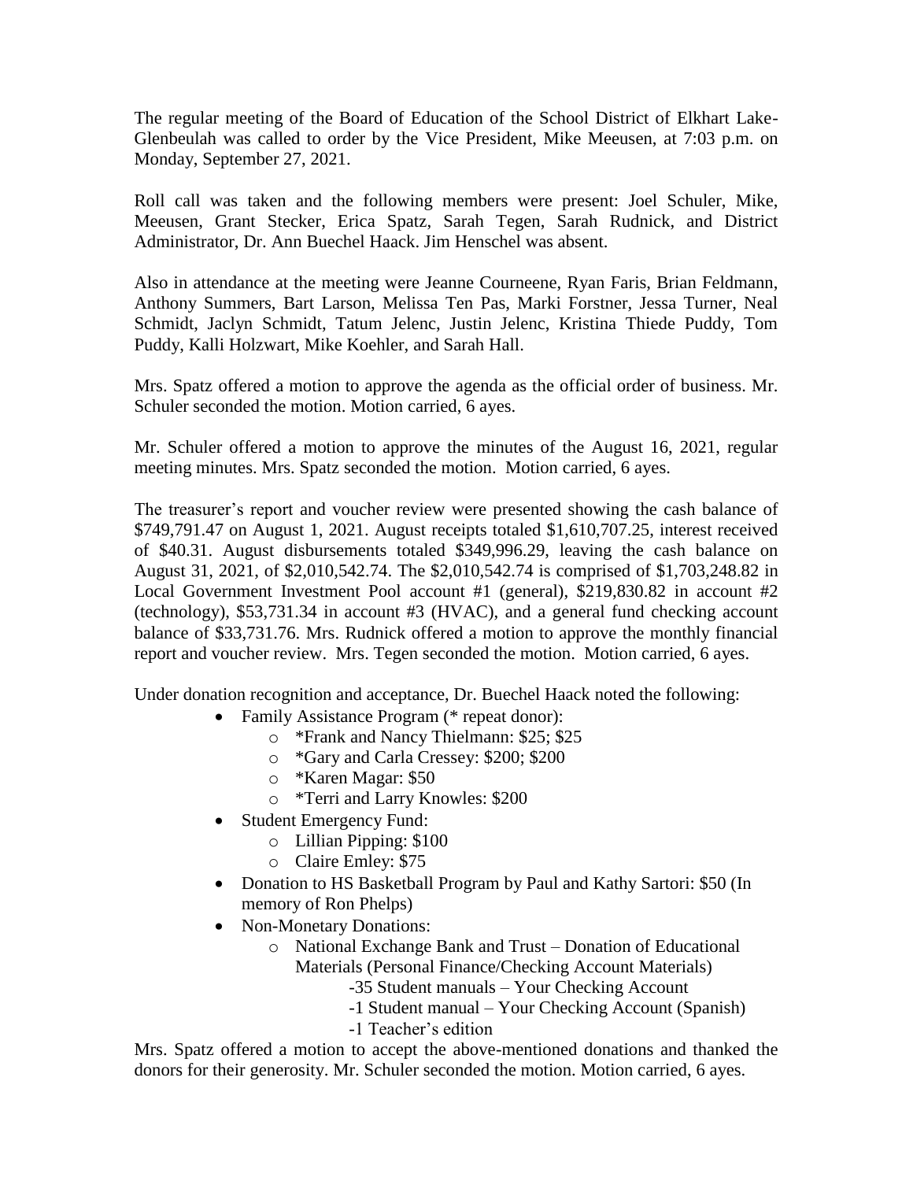The regular meeting of the Board of Education of the School District of Elkhart Lake-Glenbeulah was called to order by the Vice President, Mike Meeusen, at 7:03 p.m. on Monday, September 27, 2021.

Roll call was taken and the following members were present: Joel Schuler, Mike, Meeusen, Grant Stecker, Erica Spatz, Sarah Tegen, Sarah Rudnick, and District Administrator, Dr. Ann Buechel Haack. Jim Henschel was absent.

Also in attendance at the meeting were Jeanne Courneene, Ryan Faris, Brian Feldmann, Anthony Summers, Bart Larson, Melissa Ten Pas, Marki Forstner, Jessa Turner, Neal Schmidt, Jaclyn Schmidt, Tatum Jelenc, Justin Jelenc, Kristina Thiede Puddy, Tom Puddy, Kalli Holzwart, Mike Koehler, and Sarah Hall.

Mrs. Spatz offered a motion to approve the agenda as the official order of business. Mr. Schuler seconded the motion. Motion carried, 6 ayes.

Mr. Schuler offered a motion to approve the minutes of the August 16, 2021, regular meeting minutes. Mrs. Spatz seconded the motion. Motion carried, 6 ayes.

The treasurer's report and voucher review were presented showing the cash balance of $749,791.47 on August 1, 2021. August receipts totaled $1,610,707.25, interest received of $40.31. August disbursements totaled $349,996.29, leaving the cash balance on August 31, 2021, of $2,010,542.74. The $2,010,542.74 is comprised of $1,703,248.82 in Local Government Investment Pool account #1 (general), $219,830.82 in account #2 (technology), $53,731.34 in account #3 (HVAC), and a general fund checking account balance of $33,731.76. Mrs. Rudnick offered a motion to approve the monthly financial report and voucher review. Mrs. Tegen seconded the motion. Motion carried, 6 ayes.

Under donation recognition and acceptance, Dr. Buechel Haack noted the following:

- Family Assistance Program (* repeat donor):
  - *Frank and Nancy Thielmann: $25; $25
  - *Gary and Carla Cressey: $200; $200
  - *Karen Magar: $50
  - *Terri and Larry Knowles: $200
- Student Emergency Fund:
  - Lillian Pipping: $100
  - Claire Emley: $75
- Donation to HS Basketball Program by Paul and Kathy Sartori: $50 (In memory of Ron Phelps)
- Non-Monetary Donations:
  - National Exchange Bank and Trust – Donation of Educational Materials (Personal Finance/Checking Account Materials)
    - -35 Student manuals – Your Checking Account
    - -1 Student manual – Your Checking Account (Spanish)
    - -1 Teacher's edition

Mrs. Spatz offered a motion to accept the above-mentioned donations and thanked the donors for their generosity. Mr. Schuler seconded the motion. Motion carried, 6 ayes.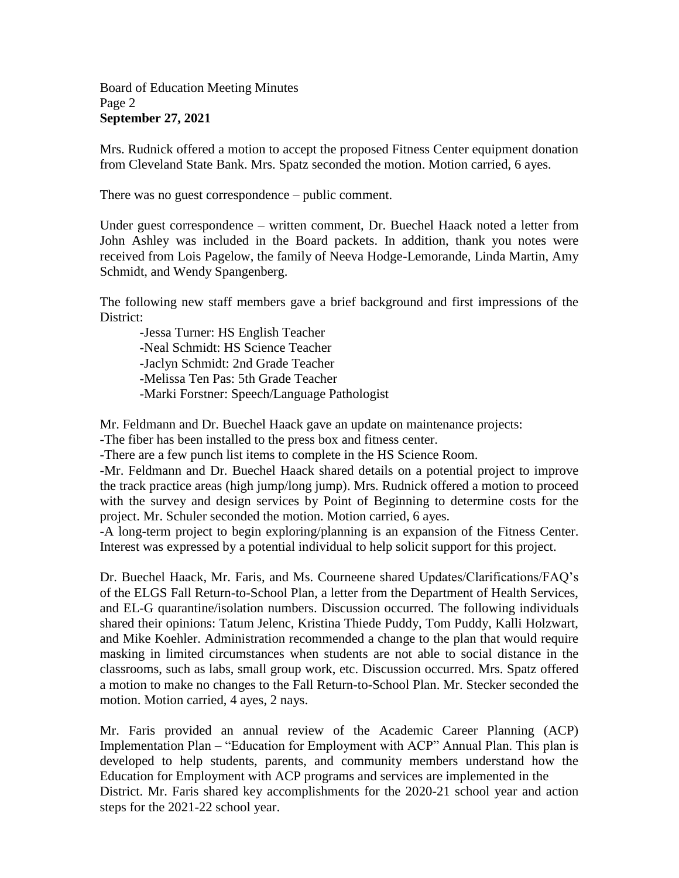Mrs. Rudnick offered a motion to accept the proposed Fitness Center equipment donation from Cleveland State Bank. Mrs. Spatz seconded the motion. Motion carried, 6 ayes.

There was no guest correspondence – public comment.

Under guest correspondence – written comment, Dr. Buechel Haack noted a letter from John Ashley was included in the Board packets. In addition, thank you notes were received from Lois Pagelow, the family of Neeva Hodge-Lemorande, Linda Martin, Amy Schmidt, and Wendy Spangenberg.

The following new staff members gave a brief background and first impressions of the District:

- -Jessa Turner: HS English Teacher
- -Neal Schmidt: HS Science Teacher
- -Jaclyn Schmidt: 2nd Grade Teacher
- -Melissa Ten Pas: 5th Grade Teacher
- -Marki Forstner: Speech/Language Pathologist

Mr. Feldmann and Dr. Buechel Haack gave an update on maintenance projects:

-The fiber has been installed to the press box and fitness center.

-There are a few punch list items to complete in the HS Science Room.

-Mr. Feldmann and Dr. Buechel Haack shared details on a potential project to improve the track practice areas (high jump/long jump). Mrs. Rudnick offered a motion to proceed with the survey and design services by Point of Beginning to determine costs for the project. Mr. Schuler seconded the motion. Motion carried, 6 ayes.

-A long-term project to begin exploring/planning is an expansion of the Fitness Center. Interest was expressed by a potential individual to help solicit support for this project.

Dr. Buechel Haack, Mr. Faris, and Ms. Courneene shared Updates/Clarifications/FAQ's of the ELGS Fall Return-to-School Plan, a letter from the Department of Health Services, and EL-G quarantine/isolation numbers. Discussion occurred. The following individuals shared their opinions: Tatum Jelenc, Kristina Thiede Puddy, Tom Puddy, Kalli Holzwart, and Mike Koehler. Administration recommended a change to the plan that would require masking in limited circumstances when students are not able to social distance in the classrooms, such as labs, small group work, etc. Discussion occurred. Mrs. Spatz offered a motion to make no changes to the Fall Return-to-School Plan. Mr. Stecker seconded the motion. Motion carried, 4 ayes, 2 nays.

Mr. Faris provided an annual review of the Academic Career Planning (ACP) Implementation Plan – "Education for Employment with ACP" Annual Plan. This plan is developed to help students, parents, and community members understand how the Education for Employment with ACP programs and services are implemented in the District. Mr. Faris shared key accomplishments for the 2020-21 school year and action steps for the 2021-22 school year.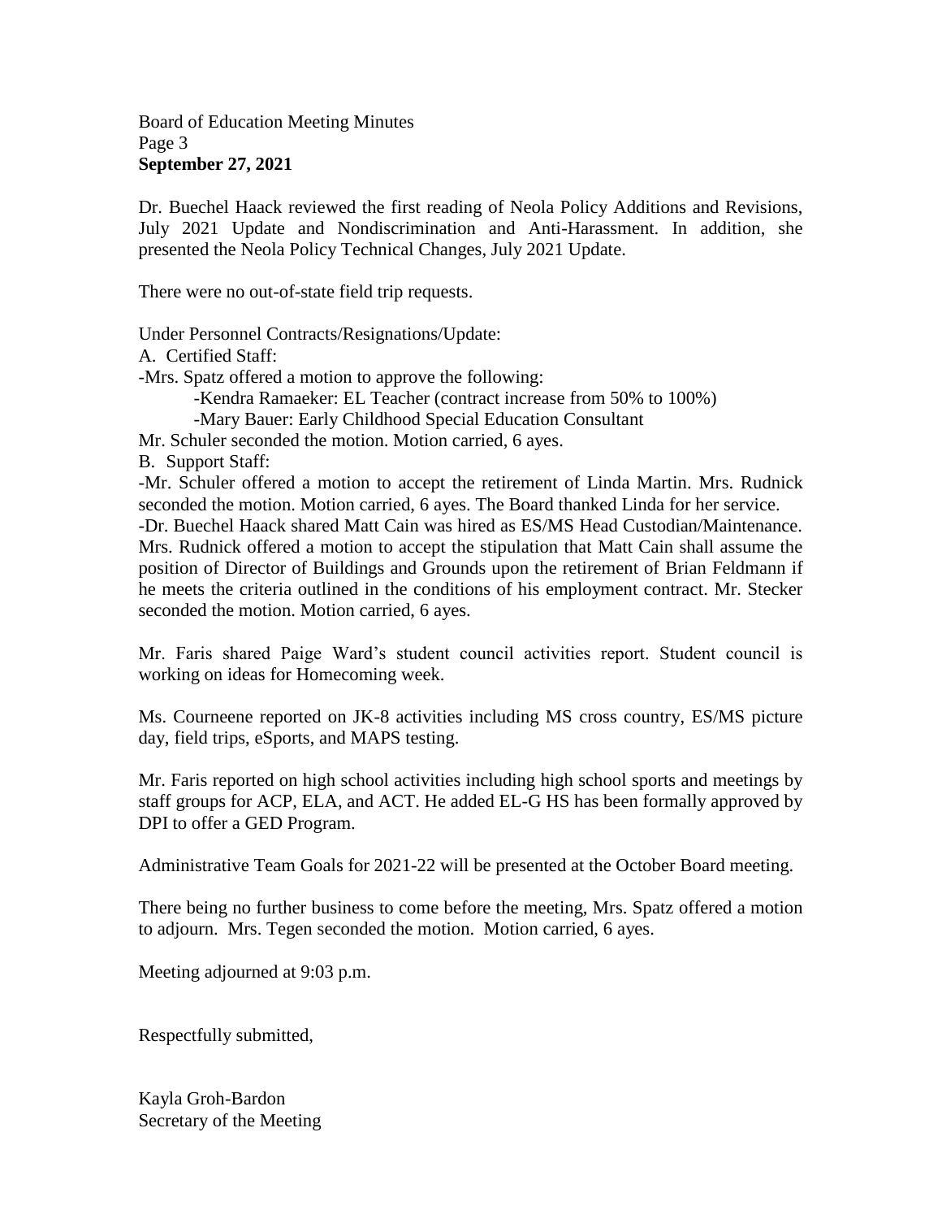Dr. Buechel Haack reviewed the first reading of Neola Policy Additions and Revisions, July 2021 Update and Nondiscrimination and Anti-Harassment. In addition, she presented the Neola Policy Technical Changes, July 2021 Update.

There were no out-of-state field trip requests.

Under Personnel Contracts/Resignations/Update:

A. Certified Staff:

-Mrs. Spatz offered a motion to approve the following:

- -Kendra Ramaeker: EL Teacher (contract increase from 50% to 100%)
- -Mary Bauer: Early Childhood Special Education Consultant

Mr. Schuler seconded the motion. Motion carried, 6 ayes.

B. Support Staff:

-Mr. Schuler offered a motion to accept the retirement of Linda Martin. Mrs. Rudnick seconded the motion. Motion carried, 6 ayes. The Board thanked Linda for her service.

-Dr. Buechel Haack shared Matt Cain was hired as ES/MS Head Custodian/Maintenance. Mrs. Rudnick offered a motion to accept the stipulation that Matt Cain shall assume the position of Director of Buildings and Grounds upon the retirement of Brian Feldmann if he meets the criteria outlined in the conditions of his employment contract. Mr. Stecker seconded the motion. Motion carried, 6 ayes.

Mr. Faris shared Paige Ward's student council activities report. Student council is working on ideas for Homecoming week.

Ms. Courneene reported on JK-8 activities including MS cross country, ES/MS picture day, field trips, eSports, and MAPS testing.

Mr. Faris reported on high school activities including high school sports and meetings by staff groups for ACP, ELA, and ACT. He added EL-G HS has been formally approved by DPI to offer a GED Program.

Administrative Team Goals for 2021-22 will be presented at the October Board meeting.

There being no further business to come before the meeting, Mrs. Spatz offered a motion to adjourn. Mrs. Tegen seconded the motion. Motion carried, 6 ayes.

Meeting adjourned at 9:03 p.m.

Respectfully submitted,

Kayla Groh-Bardon
Secretary of the Meeting